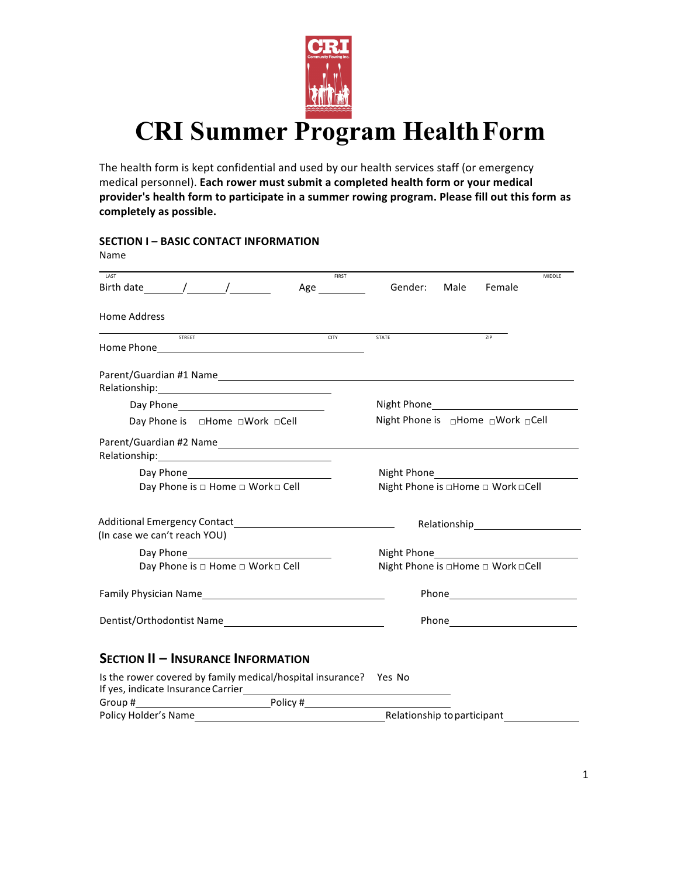# CRI Summer Program Health Form

The health form is kept confidential and used by our health services staff (or emergency medical personnel). **Each rower must submit a completed health form or your medical provider's health form to participate in a summer rowing program. Please fill out this form as completely as possible.**

## SECTION I – BASIC CONTACT INFORMATION

Name ______________________________________________________________________

LAST FIRST MIDDLE

Birth date_______/_______/________ Age _________ Gender: Male Female

Home Address

______________________________________________________________________

STREET CITY STATE ZIP

Home Phone______________________________

Parent/Guardian #1 Name______________________________________________

Relationship:______________________________

Day Phone______________________________ Night Phone______________________________

Day Phone is □Home □Work □Cell Night Phone is □Home □Work □Cell

Parent/Guardian #2 Name______________________________________________

Relationship:______________________________

Day Phone______________________________ Night Phone______________________________

Day Phone is □ Home □ Work□ Cell Night Phone is □Home □ Work □Cell

Additional Emergency Contact______________________________ Relationship______________________

(In case we can't reach YOU)

Day Phone______________________________ Night Phone______________________________

Day Phone is □ Home □ Work□ Cell Night Phone is □Home □ Work □Cell

Family Physician Name______________________________ Phone______________________

Dentist/Orthodontist Name______________________________ Phone______________________

## SECTION II – INSURANCE INFORMATION

Is the rower covered by family medical/hospital insurance? Yes No

If yes, indicate Insurance Carrier______________________________

Group #______________________ Policy #______________________

Policy Holder's Name______________________________ Relationship to participant______________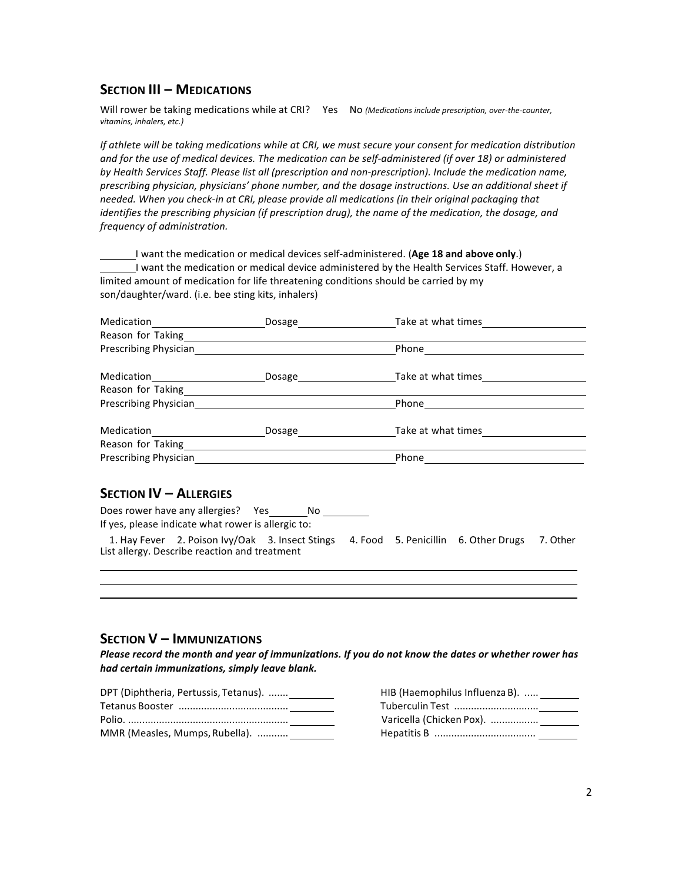## Section III – Medications

Will rower be taking medications while at CRI? Yes No *(Medications include prescription, over-the-counter, vitamins, inhalers, etc.)*

*If athlete will be taking medications while at CRI, we must secure your consent for medication distribution and for the use of medical devices. The medication can be self-administered (if over 18) or administered by Health Services Staff. Please list all (prescription and non-prescription). Include the medication name, prescribing physician, physicians' phone number, and the dosage instructions. Use an additional sheet if needed. When you check-in at CRI, please provide all medications (in their original packaging that identifies the prescribing physician (if prescription drug), the name of the medication, the dosage, and frequency of administration.*

______ I want the medication or medical devices self-administered. (**Age 18 and above only**.)

______ I want the medication or medical device administered by the Health Services Staff. However, a limited amount of medication for life threatening conditions should be carried by my son/daughter/ward. (i.e. bee sting kits, inhalers)

Medication____________________ Dosage_________________ Take at what times__________________
Reason for Taking______________________________________________________________________
Prescribing Physician____________________________________ Phone___________________________

Medication____________________ Dosage_________________ Take at what times__________________
Reason for Taking______________________________________________________________________
Prescribing Physician____________________________________ Phone___________________________

Medication____________________ Dosage_________________ Take at what times__________________
Reason for Taking______________________________________________________________________
Prescribing Physician____________________________________ Phone___________________________

## Section IV – Allergies

Does rower have any allergies? Yes_______ No ________

If yes, please indicate what rower is allergic to:

1. Hay Fever 2. Poison Ivy/Oak 3. Insect Stings 4. Food 5. Penicillin 6. Other Drugs 7. Other

List allergy. Describe reaction and treatment

______________________________________________________________________________________
______________________________________________________________________________________
______________________________________________________________________________________

## Section V – Immunizations

***Please record the month and year of immunizations. If you do not know the dates or whether rower has had certain immunizations, simply leave blank.***

DPT (Diphtheria, Pertussis, Tetanus). ....... ________

Tetanus Booster ...................................... ________

Polio. ......................................................... ________

MMR (Measles, Mumps, Rubella). ........... ________

HIB (Haemophilus Influenza B). ..... ________

Tuberculin Test ............................. ________

Varicella (Chicken Pox). ................. ________

Hepatitis B .................................... ________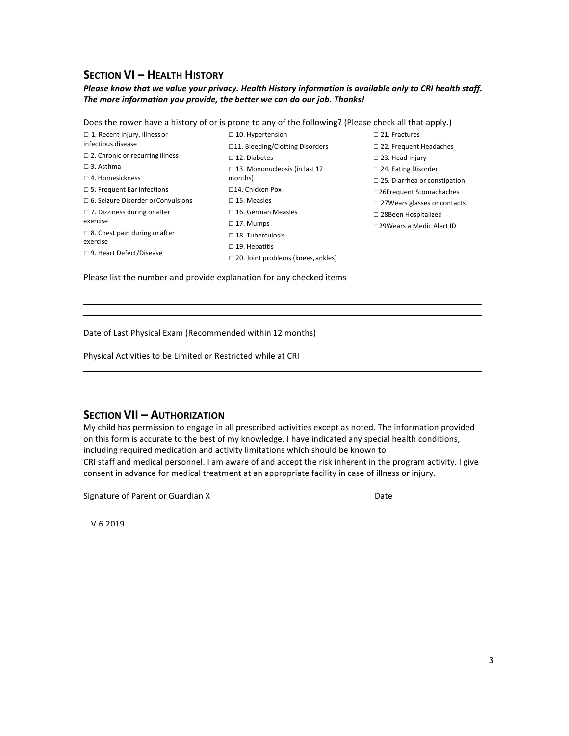## SECTION VI – HEALTH HISTORY

***Please know that we value your privacy. Health History information is available only to CRI health staff. The more information you provide, the better we can do our job. Thanks!***

Does the rower have a history of or is prone to any of the following? (Please check all that apply.)

- □ 1. Recent injury, illness or infectious disease
- □ 2. Chronic or recurring illness
- □ 3. Asthma
- □ 4. Homesickness
- □ 5. Frequent Ear Infections
- □ 6. Seizure Disorder or Convulsions
- □ 7. Dizziness during or after exercise
- □ 8. Chest pain during or after exercise
- □ 9. Heart Defect/Disease
- □ 10. Hypertension
- □11. Bleeding/Clotting Disorders
- □ 12. Diabetes
- □ 13. Mononucleosis (in last 12 months)
- □14. Chicken Pox
- □ 15. Measles
- □ 16. German Measles
- □ 17. Mumps
- □ 18. Tuberculosis
- □ 19. Hepatitis
- □ 20. Joint problems (knees, ankles)
- □ 21. Fractures
- □ 22. Frequent Headaches
- □ 23. Head Injury
- □ 24. Eating Disorder
- □ 25. Diarrhea or constipation
- □26Frequent Stomachaches
- □ 27Wears glasses or contacts
- □ 28Been Hospitalized
- □29Wears a Medic Alert ID

Please list the number and provide explanation for any checked items

\_\_\_\_\_\_\_\_\_\_\_\_\_\_\_\_\_\_\_\_\_\_\_\_\_\_\_\_\_\_\_\_\_\_\_\_\_\_\_\_\_\_\_\_\_\_\_\_\_\_\_\_\_\_\_\_\_\_\_\_\_\_\_\_\_\_\_\_\_\_\_\_\_\_\_\_

\_\_\_\_\_\_\_\_\_\_\_\_\_\_\_\_\_\_\_\_\_\_\_\_\_\_\_\_\_\_\_\_\_\_\_\_\_\_\_\_\_\_\_\_\_\_\_\_\_\_\_\_\_\_\_\_\_\_\_\_\_\_\_\_\_\_\_\_\_\_\_\_\_\_\_\_

\_\_\_\_\_\_\_\_\_\_\_\_\_\_\_\_\_\_\_\_\_\_\_\_\_\_\_\_\_\_\_\_\_\_\_\_\_\_\_\_\_\_\_\_\_\_\_\_\_\_\_\_\_\_\_\_\_\_\_\_\_\_\_\_\_\_\_\_\_\_\_\_\_\_\_\_

Date of Last Physical Exam (Recommended within 12 months)\_\_\_\_\_\_\_\_\_\_\_\_\_\_

Physical Activities to be Limited or Restricted while at CRI

\_\_\_\_\_\_\_\_\_\_\_\_\_\_\_\_\_\_\_\_\_\_\_\_\_\_\_\_\_\_\_\_\_\_\_\_\_\_\_\_\_\_\_\_\_\_\_\_\_\_\_\_\_\_\_\_\_\_\_\_\_\_\_\_\_\_\_\_\_\_\_\_\_\_\_\_

\_\_\_\_\_\_\_\_\_\_\_\_\_\_\_\_\_\_\_\_\_\_\_\_\_\_\_\_\_\_\_\_\_\_\_\_\_\_\_\_\_\_\_\_\_\_\_\_\_\_\_\_\_\_\_\_\_\_\_\_\_\_\_\_\_\_\_\_\_\_\_\_\_\_\_\_

\_\_\_\_\_\_\_\_\_\_\_\_\_\_\_\_\_\_\_\_\_\_\_\_\_\_\_\_\_\_\_\_\_\_\_\_\_\_\_\_\_\_\_\_\_\_\_\_\_\_\_\_\_\_\_\_\_\_\_\_\_\_\_\_\_\_\_\_\_\_\_\_\_\_\_\_

## SECTION VII – AUTHORIZATION

My child has permission to engage in all prescribed activities except as noted. The information provided on this form is accurate to the best of my knowledge. I have indicated any special health conditions, including required medication and activity limitations which should be known to CRI staff and medical personnel. I am aware of and accept the risk inherent in the program activity. I give consent in advance for medical treatment at an appropriate facility in case of illness or injury.

Signature of Parent or Guardian X\_\_\_\_\_\_\_\_\_\_\_\_\_\_\_\_\_\_\_\_\_\_\_\_\_\_\_\_\_\_\_\_\_\_\_\_ Date\_\_\_\_\_\_\_\_\_\_\_\_\_\_\_\_\_\_\_\_

V.6.2019